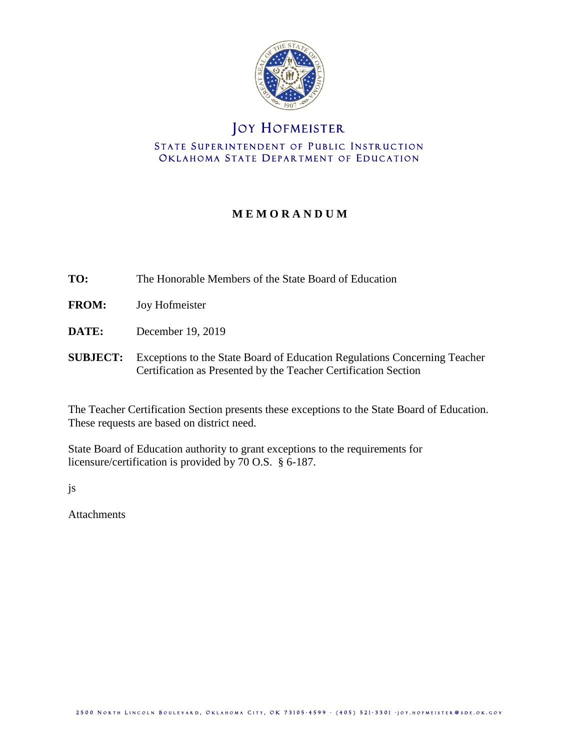# JOY HOFMEISTER

STATE SUPERINTENDENT OF PUBLIC INSTRUCTION
OKLAHOMA STATE DEPARTMENT OF EDUCATION

## MEMORANDUM

**TO:** The Honorable Members of the State Board of Education

**FROM:** Joy Hofmeister

**DATE:** December 19, 2019

**SUBJECT:** Exceptions to the State Board of Education Regulations Concerning Teacher Certification as Presented by the Teacher Certification Section

The Teacher Certification Section presents these exceptions to the State Board of Education. These requests are based on district need.

State Board of Education authority to grant exceptions to the requirements for licensure/certification is provided by 70 O.S. § 6-187.

js

Attachments

2500 NORTH LINCOLN BOULEVARD, OKLAHOMA CITY, OK 73105-4599 · (405) 521-3301 · JOY.HOFMEISTER@SDE.OK.GOV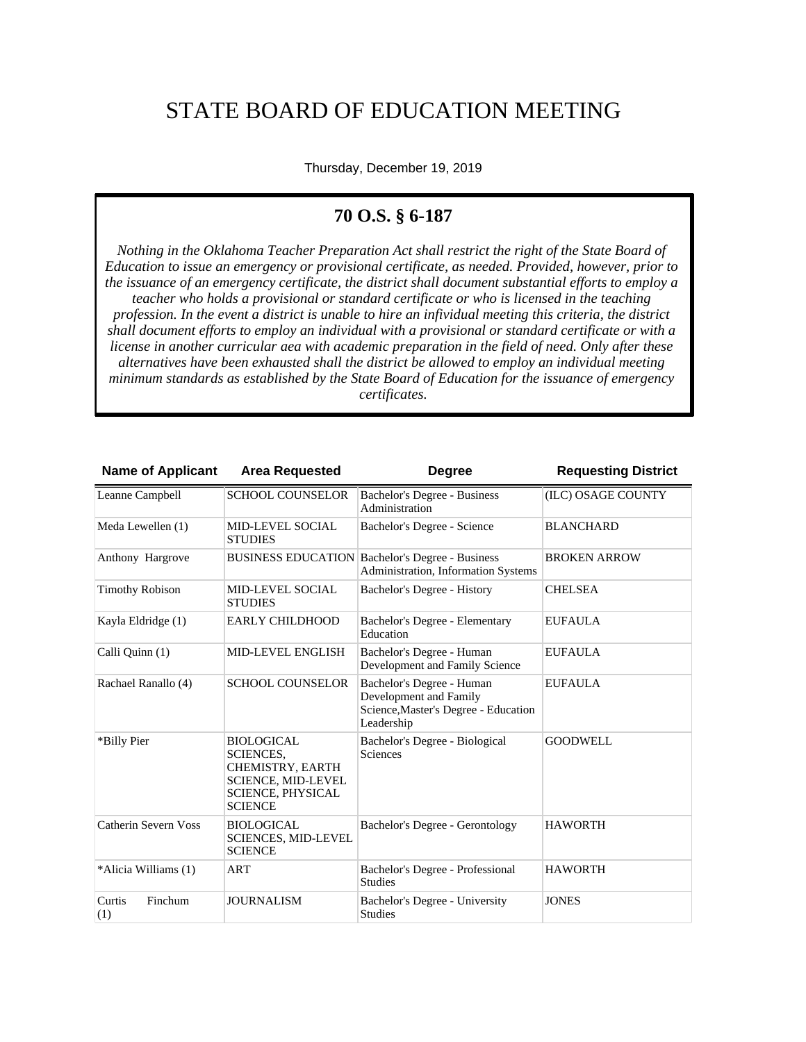# STATE BOARD OF EDUCATION MEETING

Thursday, December 19, 2019

## 70 O.S. § 6-187

*Nothing in the Oklahoma Teacher Preparation Act shall restrict the right of the State Board of Education to issue an emergency or provisional certificate, as needed. Provided, however, prior to the issuance of an emergency certificate, the district shall document substantial efforts to employ a teacher who holds a provisional or standard certificate or who is licensed in the teaching profession. In the event a district is unable to hire an infividual meeting this criteria, the district shall document efforts to employ an individual with a provisional or standard certificate or with a license in another curricular aea with academic preparation in the field of need. Only after these alternatives have been exhausted shall the district be allowed to employ an individual meeting minimum standards as established by the State Board of Education for the issuance of emergency certificates.*

| Name of Applicant | Area Requested | Degree | Requesting District |
|---|---|---|---|
| Leanne Campbell | SCHOOL COUNSELOR | Bachelor's Degree - Business Administration | (ILC) OSAGE COUNTY |
| Meda Lewellen (1) | MID-LEVEL SOCIAL STUDIES | Bachelor's Degree - Science | BLANCHARD |
| Anthony Hargrove | BUSINESS EDUCATION | Bachelor's Degree - Business Administration, Information Systems | BROKEN ARROW |
| Timothy Robison | MID-LEVEL SOCIAL STUDIES | Bachelor's Degree - History | CHELSEA |
| Kayla Eldridge (1) | EARLY CHILDHOOD | Bachelor's Degree - Elementary Education | EUFAULA |
| Calli Quinn (1) | MID-LEVEL ENGLISH | Bachelor's Degree - Human Development and Family Science | EUFAULA |
| Rachael Ranallo (4) | SCHOOL COUNSELOR | Bachelor's Degree - Human Development and Family Science,Master's Degree - Education Leadership | EUFAULA |
| *Billy Pier | BIOLOGICAL SCIENCES, CHEMISTRY, EARTH SCIENCE, MID-LEVEL SCIENCE, PHYSICAL SCIENCE | Bachelor's Degree - Biological Sciences | GOODWELL |
| Catherin Severn Voss | BIOLOGICAL SCIENCES, MID-LEVEL SCIENCE | Bachelor's Degree - Gerontology | HAWORTH |
| *Alicia Williams (1) | ART | Bachelor's Degree - Professional Studies | HAWORTH |
| Curtis Finchum (1) | JOURNALISM | Bachelor's Degree - University Studies | JONES |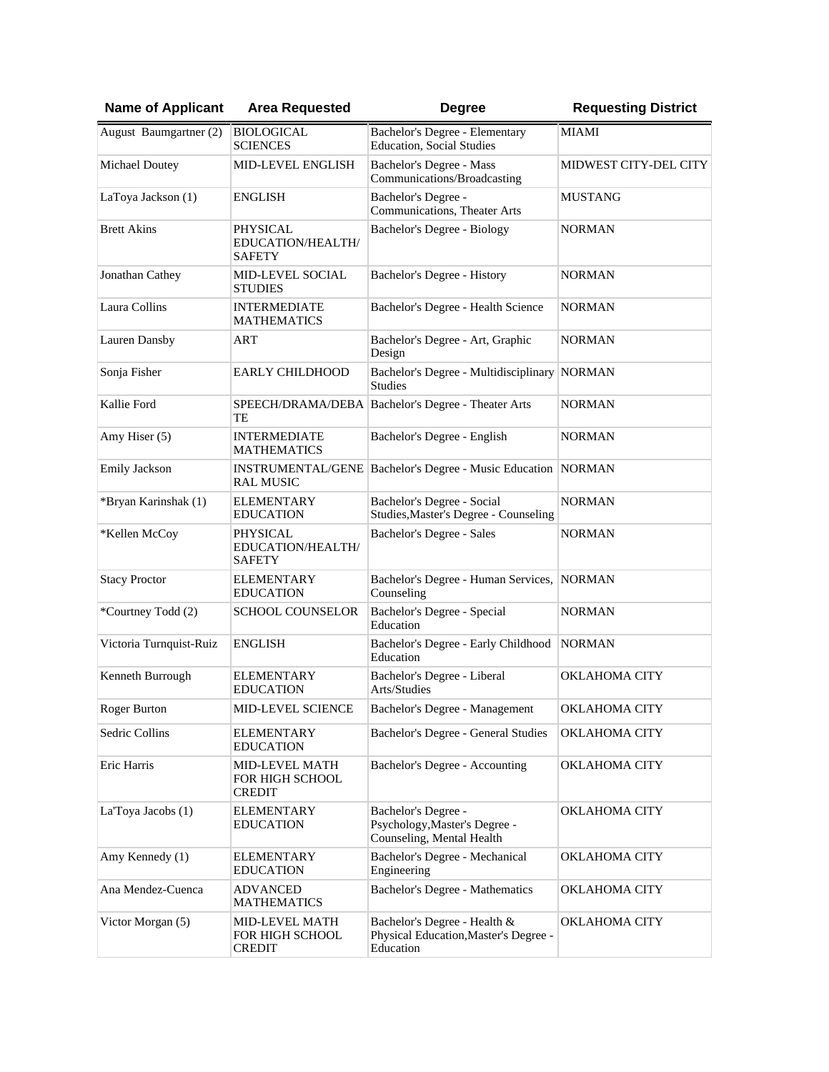| Name of Applicant | Area Requested | Degree | Requesting District |
|---|---|---|---|
| August Baumgartner (2) | BIOLOGICAL SCIENCES | Bachelor's Degree - Elementary Education, Social Studies | MIAMI |
| Michael Doutey | MID-LEVEL ENGLISH | Bachelor's Degree - Mass Communications/Broadcasting | MIDWEST CITY-DEL CITY |
| LaToya Jackson (1) | ENGLISH | Bachelor's Degree - Communications, Theater Arts | MUSTANG |
| Brett Akins | PHYSICAL EDUCATION/HEALTH/ SAFETY | Bachelor's Degree - Biology | NORMAN |
| Jonathan Cathey | MID-LEVEL SOCIAL STUDIES | Bachelor's Degree - History | NORMAN |
| Laura Collins | INTERMEDIATE MATHEMATICS | Bachelor's Degree - Health Science | NORMAN |
| Lauren Dansby | ART | Bachelor's Degree - Art, Graphic Design | NORMAN |
| Sonja Fisher | EARLY CHILDHOOD | Bachelor's Degree - Multidisciplinary Studies | NORMAN |
| Kallie Ford | SPEECH/DRAMA/DEBATE | Bachelor's Degree - Theater Arts | NORMAN |
| Amy Hiser (5) | INTERMEDIATE MATHEMATICS | Bachelor's Degree - English | NORMAN |
| Emily Jackson | INSTRUMENTAL/GENERAL MUSIC | Bachelor's Degree - Music Education | NORMAN |
| *Bryan Karinshak (1) | ELEMENTARY EDUCATION | Bachelor's Degree - Social Studies,Master's Degree - Counseling | NORMAN |
| *Kellen McCoy | PHYSICAL EDUCATION/HEALTH/ SAFETY | Bachelor's Degree - Sales | NORMAN |
| Stacy Proctor | ELEMENTARY EDUCATION | Bachelor's Degree - Human Services, Counseling | NORMAN |
| *Courtney Todd (2) | SCHOOL COUNSELOR | Bachelor's Degree - Special Education | NORMAN |
| Victoria Turnquist-Ruiz | ENGLISH | Bachelor's Degree - Early Childhood Education | NORMAN |
| Kenneth Burrough | ELEMENTARY EDUCATION | Bachelor's Degree - Liberal Arts/Studies | OKLAHOMA CITY |
| Roger Burton | MID-LEVEL SCIENCE | Bachelor's Degree - Management | OKLAHOMA CITY |
| Sedric Collins | ELEMENTARY EDUCATION | Bachelor's Degree - General Studies | OKLAHOMA CITY |
| Eric Harris | MID-LEVEL MATH FOR HIGH SCHOOL CREDIT | Bachelor's Degree - Accounting | OKLAHOMA CITY |
| La'Toya Jacobs (1) | ELEMENTARY EDUCATION | Bachelor's Degree - Psychology,Master's Degree - Counseling, Mental Health | OKLAHOMA CITY |
| Amy Kennedy (1) | ELEMENTARY EDUCATION | Bachelor's Degree - Mechanical Engineering | OKLAHOMA CITY |
| Ana Mendez-Cuenca | ADVANCED MATHEMATICS | Bachelor's Degree - Mathematics | OKLAHOMA CITY |
| Victor Morgan (5) | MID-LEVEL MATH FOR HIGH SCHOOL CREDIT | Bachelor's Degree - Health & Physical Education,Master's Degree - Education | OKLAHOMA CITY |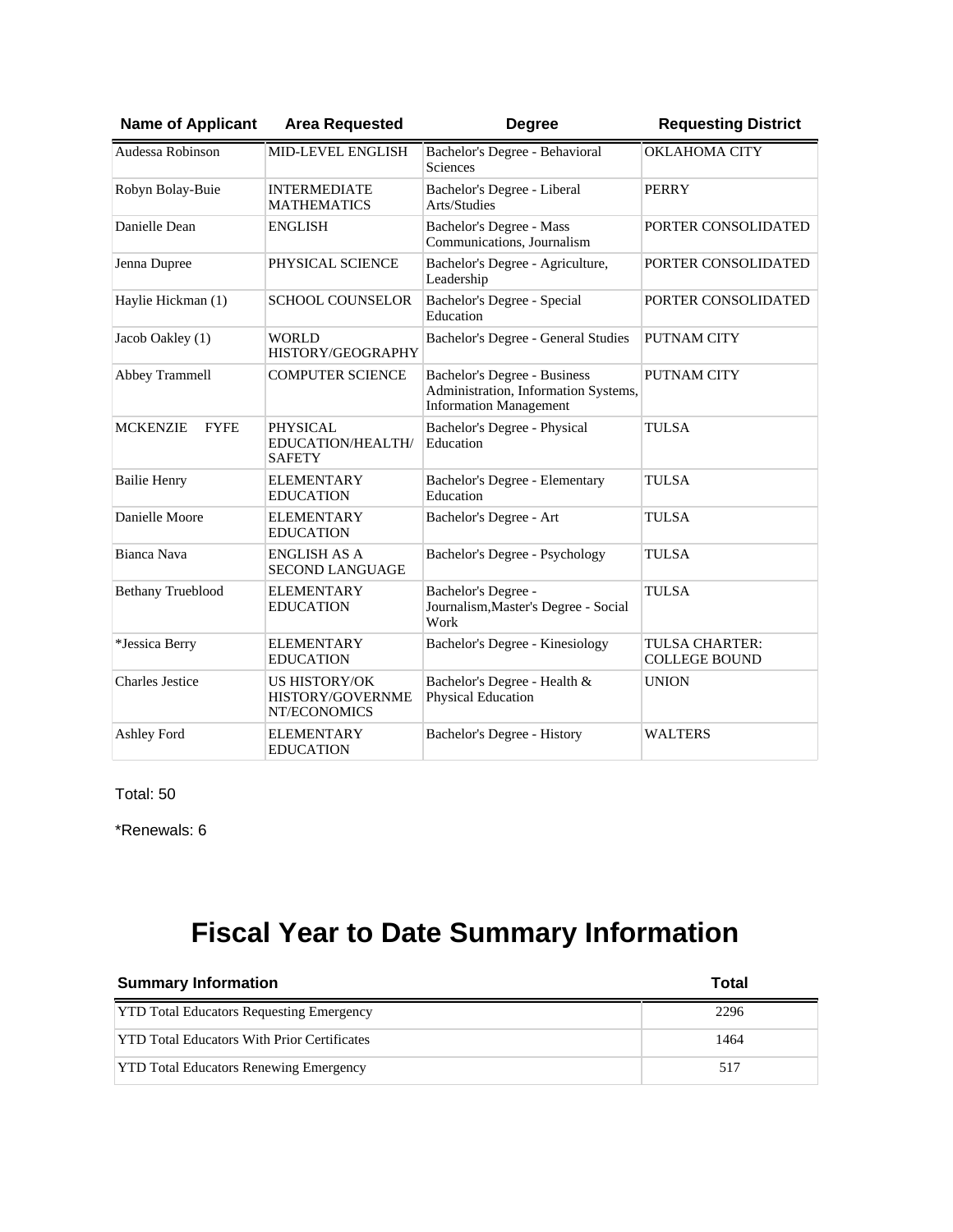| Name of Applicant | Area Requested | Degree | Requesting District |
|---|---|---|---|
| Audessa Robinson | MID-LEVEL ENGLISH | Bachelor's Degree - Behavioral Sciences | OKLAHOMA CITY |
| Robyn Bolay-Buie | INTERMEDIATE MATHEMATICS | Bachelor's Degree - Liberal Arts/Studies | PERRY |
| Danielle Dean | ENGLISH | Bachelor's Degree - Mass Communications, Journalism | PORTER CONSOLIDATED |
| Jenna Dupree | PHYSICAL SCIENCE | Bachelor's Degree - Agriculture, Leadership | PORTER CONSOLIDATED |
| Haylie Hickman (1) | SCHOOL COUNSELOR | Bachelor's Degree - Special Education | PORTER CONSOLIDATED |
| Jacob Oakley (1) | WORLD HISTORY/GEOGRAPHY | Bachelor's Degree - General Studies | PUTNAM CITY |
| Abbey Trammell | COMPUTER SCIENCE | Bachelor's Degree - Business Administration, Information Systems, Information Management | PUTNAM CITY |
| MCKENZIE FYFE | PHYSICAL EDUCATION/HEALTH/SAFETY | Bachelor's Degree - Physical Education | TULSA |
| Bailie Henry | ELEMENTARY EDUCATION | Bachelor's Degree - Elementary Education | TULSA |
| Danielle Moore | ELEMENTARY EDUCATION | Bachelor's Degree - Art | TULSA |
| Bianca Nava | ENGLISH AS A SECOND LANGUAGE | Bachelor's Degree - Psychology | TULSA |
| Bethany Trueblood | ELEMENTARY EDUCATION | Bachelor's Degree - Journalism,Master's Degree - Social Work | TULSA |
| *Jessica Berry | ELEMENTARY EDUCATION | Bachelor's Degree - Kinesiology | TULSA CHARTER: COLLEGE BOUND |
| Charles Jestice | US HISTORY/OK HISTORY/GOVERNMENT/ECONOMICS | Bachelor's Degree - Health & Physical Education | UNION |
| Ashley Ford | ELEMENTARY EDUCATION | Bachelor's Degree - History | WALTERS |

Total: 50

*Renewals: 6

# Fiscal Year to Date Summary Information

| Summary Information | Total |
|---|---|
| YTD Total Educators Requesting Emergency | 2296 |
| YTD Total Educators With Prior Certificates | 1464 |
| YTD Total Educators Renewing Emergency | 517 |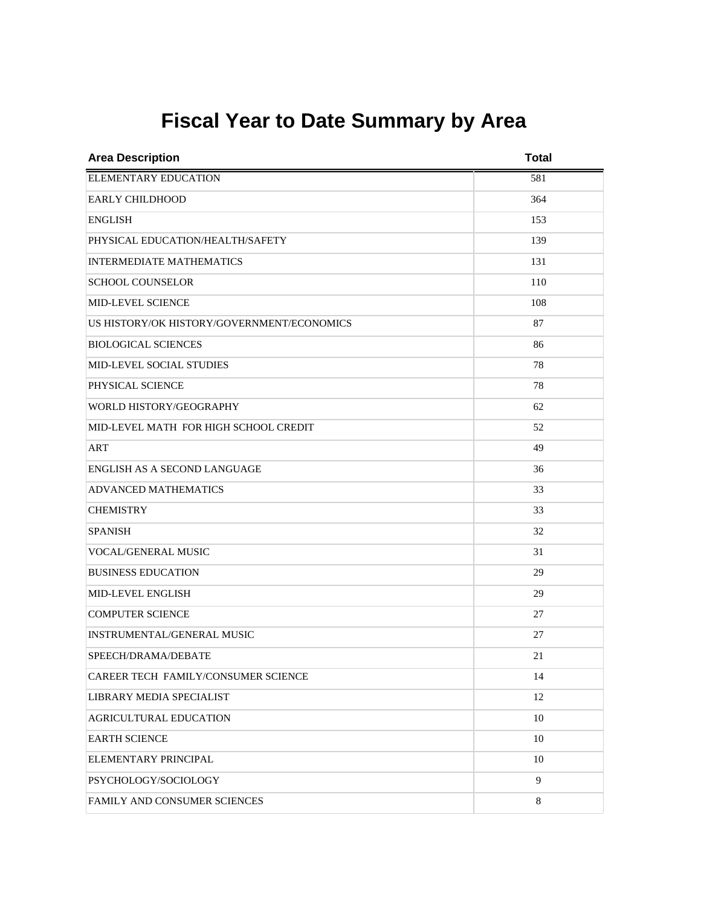# Fiscal Year to Date Summary by Area

| Area Description | Total |
|---|---|
| ELEMENTARY EDUCATION | 581 |
| EARLY CHILDHOOD | 364 |
| ENGLISH | 153 |
| PHYSICAL EDUCATION/HEALTH/SAFETY | 139 |
| INTERMEDIATE MATHEMATICS | 131 |
| SCHOOL COUNSELOR | 110 |
| MID-LEVEL SCIENCE | 108 |
| US HISTORY/OK HISTORY/GOVERNMENT/ECONOMICS | 87 |
| BIOLOGICAL SCIENCES | 86 |
| MID-LEVEL SOCIAL STUDIES | 78 |
| PHYSICAL SCIENCE | 78 |
| WORLD HISTORY/GEOGRAPHY | 62 |
| MID-LEVEL MATH FOR HIGH SCHOOL CREDIT | 52 |
| ART | 49 |
| ENGLISH AS A SECOND LANGUAGE | 36 |
| ADVANCED MATHEMATICS | 33 |
| CHEMISTRY | 33 |
| SPANISH | 32 |
| VOCAL/GENERAL MUSIC | 31 |
| BUSINESS EDUCATION | 29 |
| MID-LEVEL ENGLISH | 29 |
| COMPUTER SCIENCE | 27 |
| INSTRUMENTAL/GENERAL MUSIC | 27 |
| SPEECH/DRAMA/DEBATE | 21 |
| CAREER TECH FAMILY/CONSUMER SCIENCE | 14 |
| LIBRARY MEDIA SPECIALIST | 12 |
| AGRICULTURAL EDUCATION | 10 |
| EARTH SCIENCE | 10 |
| ELEMENTARY PRINCIPAL | 10 |
| PSYCHOLOGY/SOCIOLOGY | 9 |
| FAMILY AND CONSUMER SCIENCES | 8 |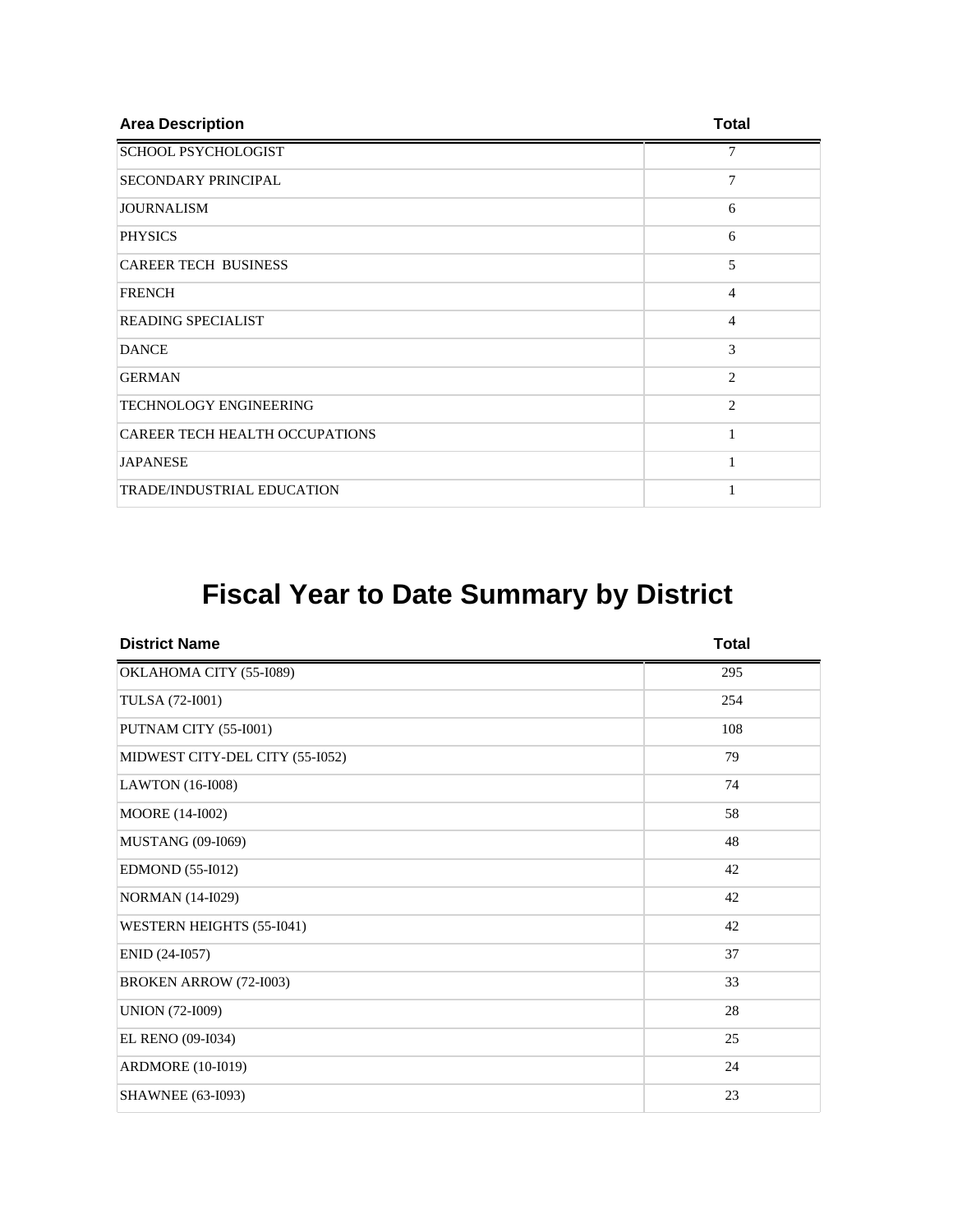| Area Description | Total |
|---|---|
| SCHOOL PSYCHOLOGIST | 7 |
| SECONDARY PRINCIPAL | 7 |
| JOURNALISM | 6 |
| PHYSICS | 6 |
| CAREER TECH BUSINESS | 5 |
| FRENCH | 4 |
| READING SPECIALIST | 4 |
| DANCE | 3 |
| GERMAN | 2 |
| TECHNOLOGY ENGINEERING | 2 |
| CAREER TECH HEALTH OCCUPATIONS | 1 |
| JAPANESE | 1 |
| TRADE/INDUSTRIAL EDUCATION | 1 |

# Fiscal Year to Date Summary by District

| District Name | Total |
|---|---|
| OKLAHOMA CITY (55-I089) | 295 |
| TULSA (72-I001) | 254 |
| PUTNAM CITY (55-I001) | 108 |
| MIDWEST CITY-DEL CITY (55-I052) | 79 |
| LAWTON (16-I008) | 74 |
| MOORE (14-I002) | 58 |
| MUSTANG (09-I069) | 48 |
| EDMOND (55-I012) | 42 |
| NORMAN (14-I029) | 42 |
| WESTERN HEIGHTS (55-I041) | 42 |
| ENID (24-I057) | 37 |
| BROKEN ARROW (72-I003) | 33 |
| UNION (72-I009) | 28 |
| EL RENO (09-I034) | 25 |
| ARDMORE (10-I019) | 24 |
| SHAWNEE (63-I093) | 23 |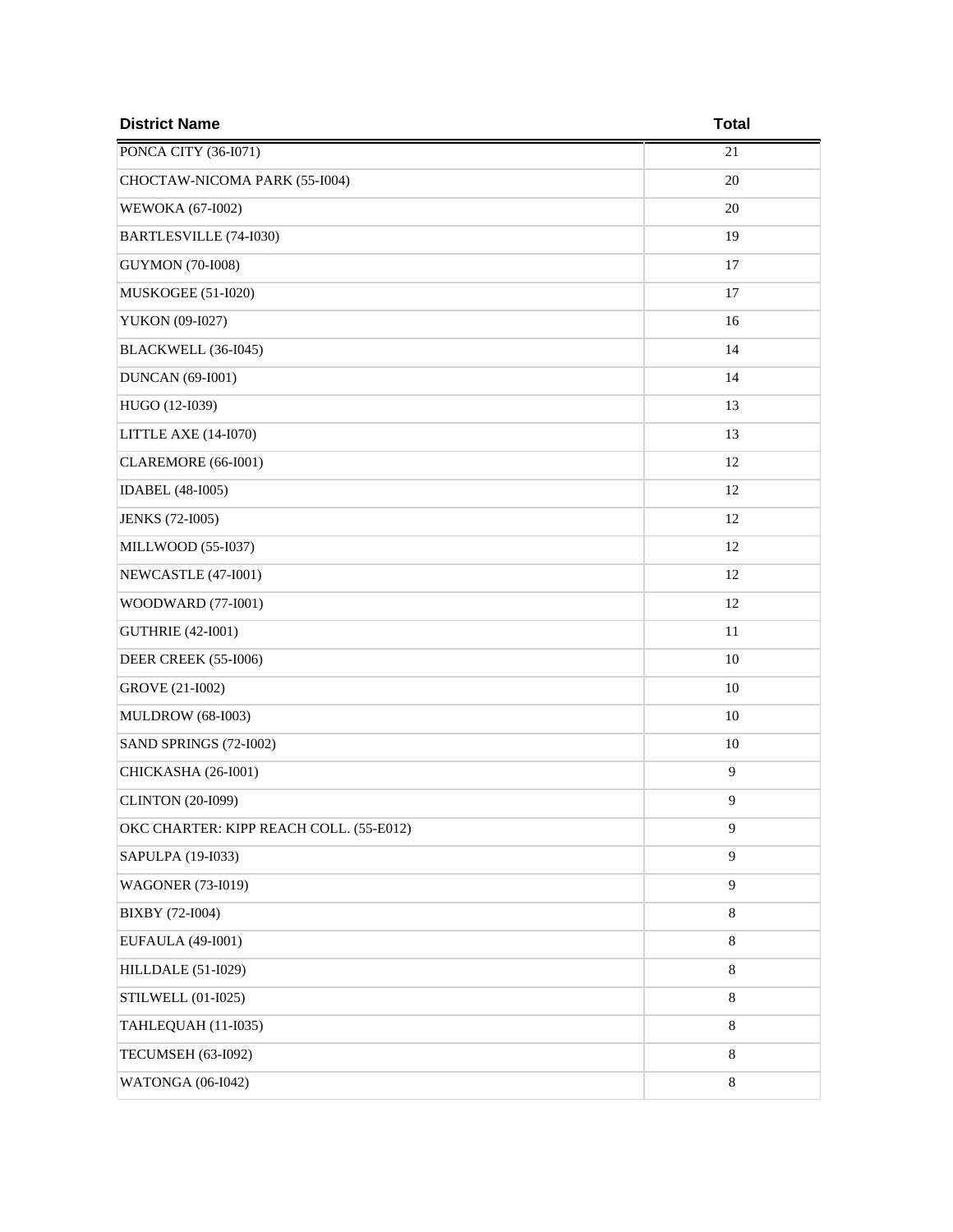| District Name | Total |
| --- | --- |
| PONCA CITY (36-I071) | 21 |
| CHOCTAW-NICOMA PARK (55-I004) | 20 |
| WEWOKA (67-I002) | 20 |
| BARTLESVILLE (74-I030) | 19 |
| GUYMON (70-I008) | 17 |
| MUSKOGEE (51-I020) | 17 |
| YUKON (09-I027) | 16 |
| BLACKWELL (36-I045) | 14 |
| DUNCAN (69-I001) | 14 |
| HUGO (12-I039) | 13 |
| LITTLE AXE (14-I070) | 13 |
| CLAREMORE (66-I001) | 12 |
| IDABEL (48-I005) | 12 |
| JENKS (72-I005) | 12 |
| MILLWOOD (55-I037) | 12 |
| NEWCASTLE (47-I001) | 12 |
| WOODWARD (77-I001) | 12 |
| GUTHRIE (42-I001) | 11 |
| DEER CREEK (55-I006) | 10 |
| GROVE (21-I002) | 10 |
| MULDROW (68-I003) | 10 |
| SAND SPRINGS (72-I002) | 10 |
| CHICKASHA (26-I001) | 9 |
| CLINTON (20-I099) | 9 |
| OKC CHARTER: KIPP REACH COLL. (55-E012) | 9 |
| SAPULPA (19-I033) | 9 |
| WAGONER (73-I019) | 9 |
| BIXBY (72-I004) | 8 |
| EUFAULA (49-I001) | 8 |
| HILLDALE (51-I029) | 8 |
| STILWELL (01-I025) | 8 |
| TAHLEQUAH (11-I035) | 8 |
| TECUMSEH (63-I092) | 8 |
| WATONGA (06-I042) | 8 |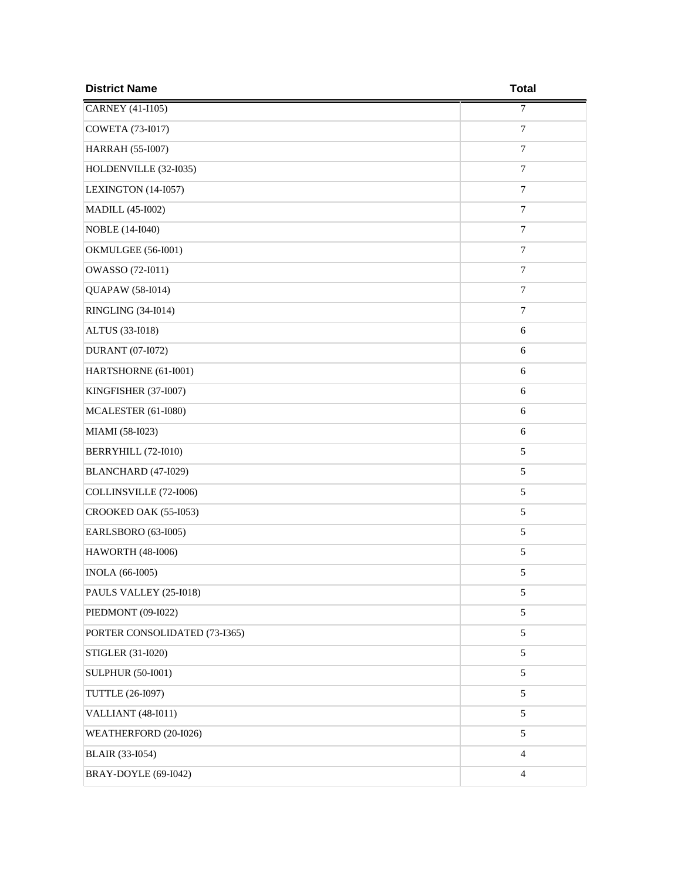| District Name | Total |
| --- | --- |
| CARNEY (41-I105) | 7 |
| COWETA (73-I017) | 7 |
| HARRAH (55-I007) | 7 |
| HOLDENVILLE (32-I035) | 7 |
| LEXINGTON (14-I057) | 7 |
| MADILL (45-I002) | 7 |
| NOBLE (14-I040) | 7 |
| OKMULGEE (56-I001) | 7 |
| OWASSO (72-I011) | 7 |
| QUAPAW (58-I014) | 7 |
| RINGLING (34-I014) | 7 |
| ALTUS (33-I018) | 6 |
| DURANT (07-I072) | 6 |
| HARTSHORNE (61-I001) | 6 |
| KINGFISHER (37-I007) | 6 |
| MCALESTER (61-I080) | 6 |
| MIAMI (58-I023) | 6 |
| BERRYHILL (72-I010) | 5 |
| BLANCHARD (47-I029) | 5 |
| COLLINSVILLE (72-I006) | 5 |
| CROOKED OAK (55-I053) | 5 |
| EARLSBORO (63-I005) | 5 |
| HAWORTH (48-I006) | 5 |
| INOLA (66-I005) | 5 |
| PAULS VALLEY (25-I018) | 5 |
| PIEDMONT (09-I022) | 5 |
| PORTER CONSOLIDATED (73-I365) | 5 |
| STIGLER (31-I020) | 5 |
| SULPHUR (50-I001) | 5 |
| TUTTLE (26-I097) | 5 |
| VALLIANT (48-I011) | 5 |
| WEATHERFORD (20-I026) | 5 |
| BLAIR (33-I054) | 4 |
| BRAY-DOYLE (69-I042) | 4 |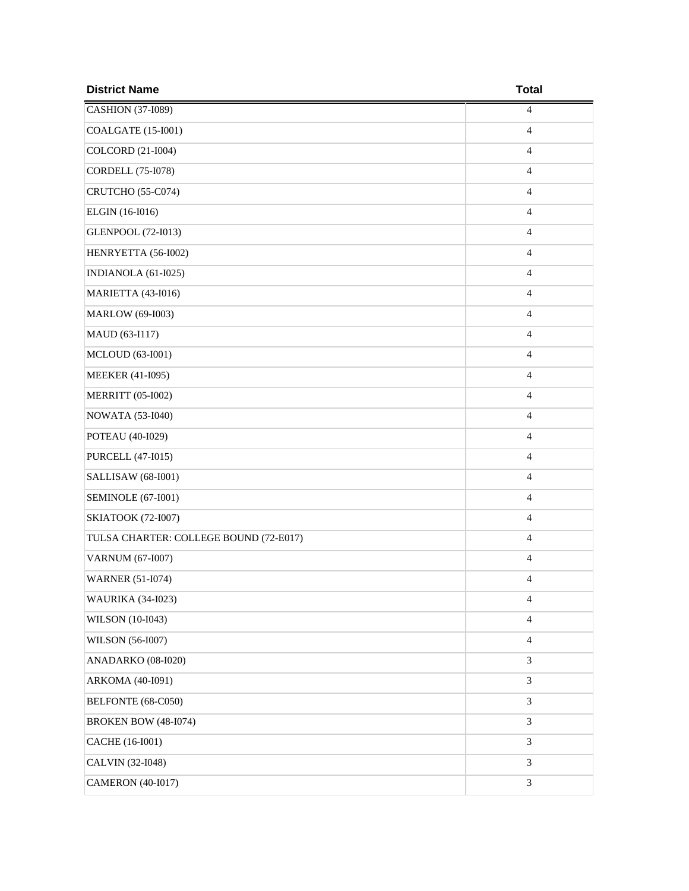| District Name | Total |
|---|---|
| CASHION (37-I089) | 4 |
| COALGATE (15-I001) | 4 |
| COLCORD (21-I004) | 4 |
| CORDELL (75-I078) | 4 |
| CRUTCHO (55-C074) | 4 |
| ELGIN (16-I016) | 4 |
| GLENPOOL (72-I013) | 4 |
| HENRYETTA (56-I002) | 4 |
| INDIANOLA (61-I025) | 4 |
| MARIETTA (43-I016) | 4 |
| MARLOW (69-I003) | 4 |
| MAUD (63-I117) | 4 |
| MCLOUD (63-I001) | 4 |
| MEEKER (41-I095) | 4 |
| MERRITT (05-I002) | 4 |
| NOWATA (53-I040) | 4 |
| POTEAU (40-I029) | 4 |
| PURCELL (47-I015) | 4 |
| SALLISAW (68-I001) | 4 |
| SEMINOLE (67-I001) | 4 |
| SKIATOOK (72-I007) | 4 |
| TULSA CHARTER: COLLEGE BOUND (72-E017) | 4 |
| VARNUM (67-I007) | 4 |
| WARNER (51-I074) | 4 |
| WAURIKA (34-I023) | 4 |
| WILSON (10-I043) | 4 |
| WILSON (56-I007) | 4 |
| ANADARKO (08-I020) | 3 |
| ARKOMA (40-I091) | 3 |
| BELFONTE (68-C050) | 3 |
| BROKEN BOW (48-I074) | 3 |
| CACHE (16-I001) | 3 |
| CALVIN (32-I048) | 3 |
| CAMERON (40-I017) | 3 |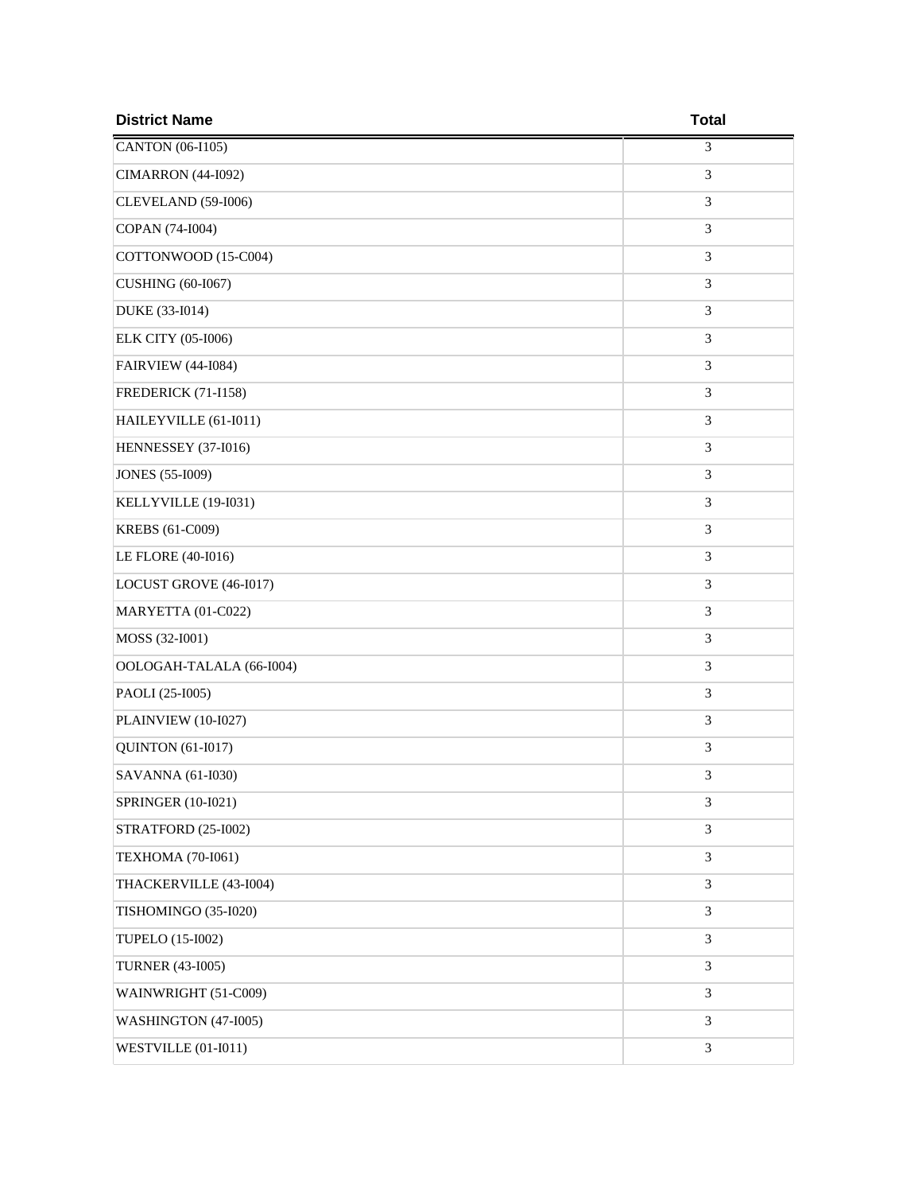| District Name | Total |
| --- | --- |
| CANTON (06-I105) | 3 |
| CIMARRON (44-I092) | 3 |
| CLEVELAND (59-I006) | 3 |
| COPAN (74-I004) | 3 |
| COTTONWOOD (15-C004) | 3 |
| CUSHING (60-I067) | 3 |
| DUKE (33-I014) | 3 |
| ELK CITY (05-I006) | 3 |
| FAIRVIEW (44-I084) | 3 |
| FREDERICK (71-I158) | 3 |
| HAILEYVILLE (61-I011) | 3 |
| HENNESSEY (37-I016) | 3 |
| JONES (55-I009) | 3 |
| KELLYVILLE (19-I031) | 3 |
| KREBS (61-C009) | 3 |
| LE FLORE (40-I016) | 3 |
| LOCUST GROVE (46-I017) | 3 |
| MARYETTA (01-C022) | 3 |
| MOSS (32-I001) | 3 |
| OOLOGAH-TALALA (66-I004) | 3 |
| PAOLI (25-I005) | 3 |
| PLAINVIEW (10-I027) | 3 |
| QUINTON (61-I017) | 3 |
| SAVANNA (61-I030) | 3 |
| SPRINGER (10-I021) | 3 |
| STRATFORD (25-I002) | 3 |
| TEXHOMA (70-I061) | 3 |
| THACKERVILLE (43-I004) | 3 |
| TISHOMINGO (35-I020) | 3 |
| TUPELO (15-I002) | 3 |
| TURNER (43-I005) | 3 |
| WAINWRIGHT (51-C009) | 3 |
| WASHINGTON (47-I005) | 3 |
| WESTVILLE (01-I011) | 3 |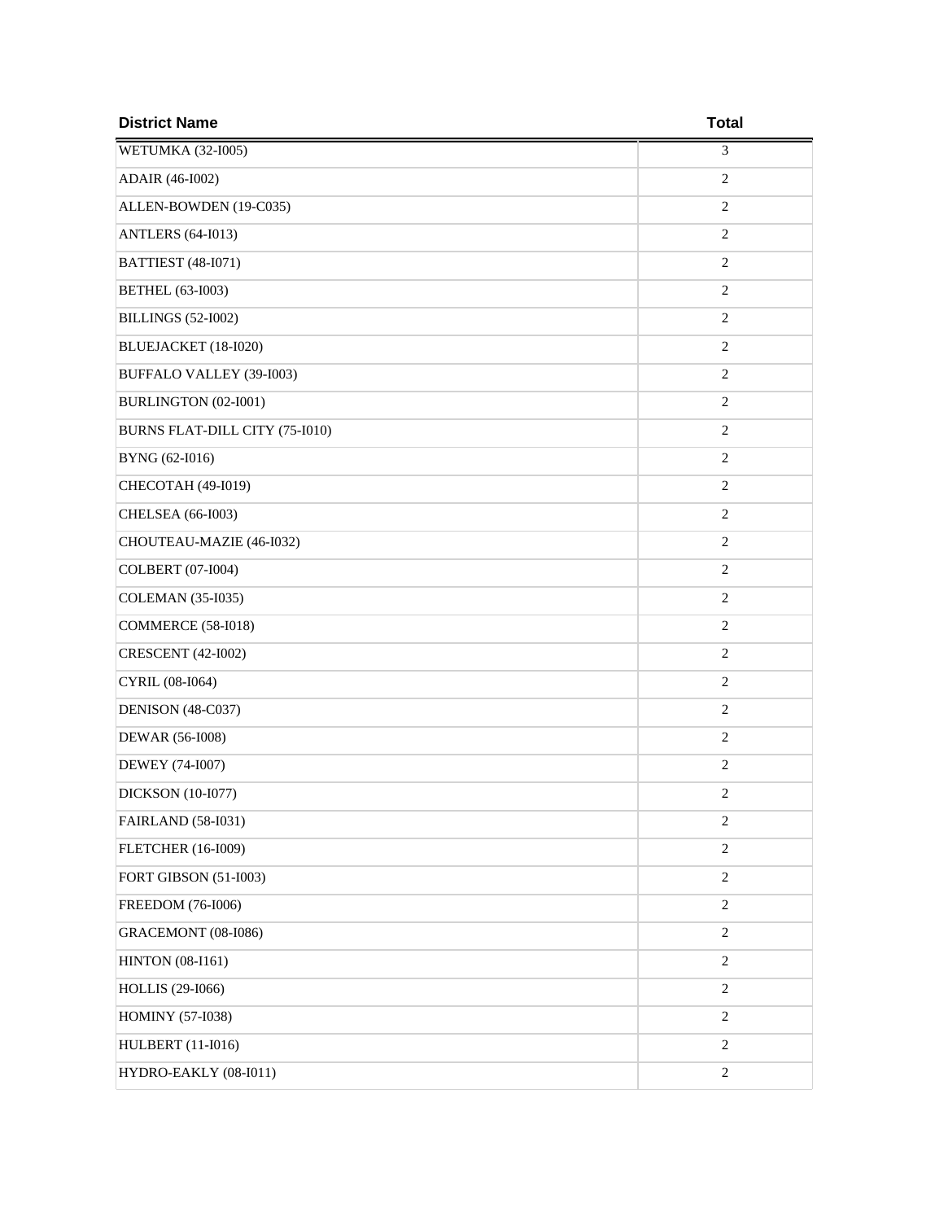| District Name | Total |
| --- | --- |
| WETUMKA (32-I005) | 3 |
| ADAIR (46-I002) | 2 |
| ALLEN-BOWDEN (19-C035) | 2 |
| ANTLERS (64-I013) | 2 |
| BATTIEST (48-I071) | 2 |
| BETHEL (63-I003) | 2 |
| BILLINGS (52-I002) | 2 |
| BLUEJACKET (18-I020) | 2 |
| BUFFALO VALLEY (39-I003) | 2 |
| BURLINGTON (02-I001) | 2 |
| BURNS FLAT-DILL CITY (75-I010) | 2 |
| BYNG (62-I016) | 2 |
| CHECOTAH (49-I019) | 2 |
| CHELSEA (66-I003) | 2 |
| CHOUTEAU-MAZIE (46-I032) | 2 |
| COLBERT (07-I004) | 2 |
| COLEMAN (35-I035) | 2 |
| COMMERCE (58-I018) | 2 |
| CRESCENT (42-I002) | 2 |
| CYRIL (08-I064) | 2 |
| DENISON (48-C037) | 2 |
| DEWAR (56-I008) | 2 |
| DEWEY (74-I007) | 2 |
| DICKSON (10-I077) | 2 |
| FAIRLAND (58-I031) | 2 |
| FLETCHER (16-I009) | 2 |
| FORT GIBSON (51-I003) | 2 |
| FREEDOM (76-I006) | 2 |
| GRACEMONT (08-I086) | 2 |
| HINTON (08-I161) | 2 |
| HOLLIS (29-I066) | 2 |
| HOMINY (57-I038) | 2 |
| HULBERT (11-I016) | 2 |
| HYDRO-EAKLY (08-I011) | 2 |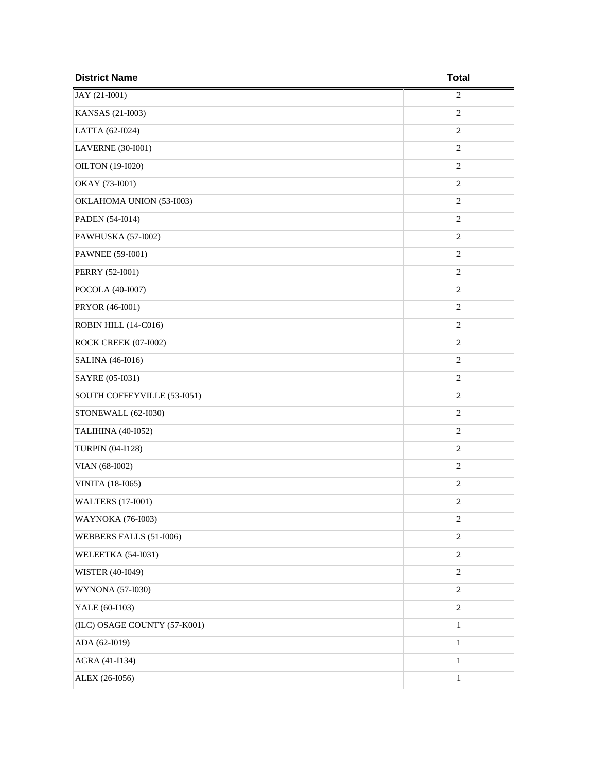| District Name | Total |
| --- | --- |
| JAY (21-I001) | 2 |
| KANSAS (21-I003) | 2 |
| LATTA (62-I024) | 2 |
| LAVERNE (30-I001) | 2 |
| OILTON (19-I020) | 2 |
| OKAY (73-I001) | 2 |
| OKLAHOMA UNION (53-I003) | 2 |
| PADEN (54-I014) | 2 |
| PAWHUSKA (57-I002) | 2 |
| PAWNEE (59-I001) | 2 |
| PERRY (52-I001) | 2 |
| POCOLA (40-I007) | 2 |
| PRYOR (46-I001) | 2 |
| ROBIN HILL (14-C016) | 2 |
| ROCK CREEK (07-I002) | 2 |
| SALINA (46-I016) | 2 |
| SAYRE (05-I031) | 2 |
| SOUTH COFFEYVILLE (53-I051) | 2 |
| STONEWALL (62-I030) | 2 |
| TALIHINA (40-I052) | 2 |
| TURPIN (04-I128) | 2 |
| VIAN (68-I002) | 2 |
| VINITA (18-I065) | 2 |
| WALTERS (17-I001) | 2 |
| WAYNOKA (76-I003) | 2 |
| WEBBERS FALLS (51-I006) | 2 |
| WELEETKA (54-I031) | 2 |
| WISTER (40-I049) | 2 |
| WYNONA (57-I030) | 2 |
| YALE (60-I103) | 2 |
| (ILC) OSAGE COUNTY (57-K001) | 1 |
| ADA (62-I019) | 1 |
| AGRA (41-I134) | 1 |
| ALEX (26-I056) | 1 |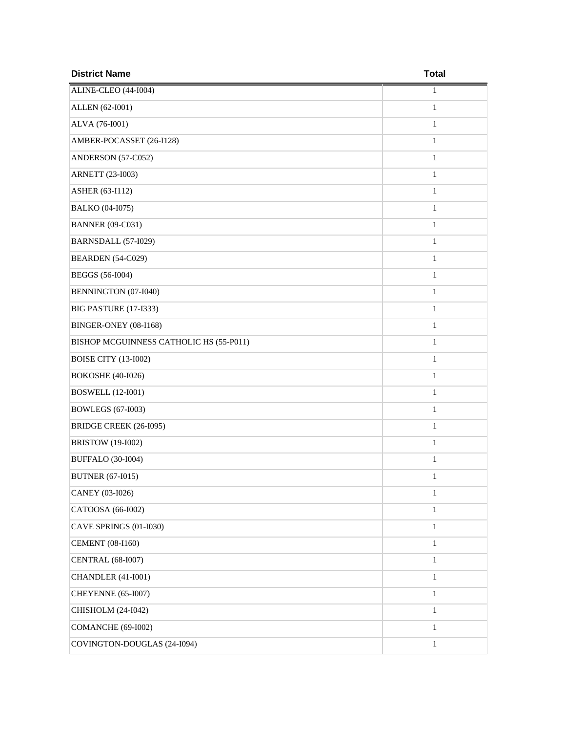| District Name | Total |
| --- | --- |
| ALINE-CLEO (44-I004) | 1 |
| ALLEN (62-I001) | 1 |
| ALVA (76-I001) | 1 |
| AMBER-POCASSET (26-I128) | 1 |
| ANDERSON (57-C052) | 1 |
| ARNETT (23-I003) | 1 |
| ASHER (63-I112) | 1 |
| BALKO (04-I075) | 1 |
| BANNER (09-C031) | 1 |
| BARNSDALL (57-I029) | 1 |
| BEARDEN (54-C029) | 1 |
| BEGGS (56-I004) | 1 |
| BENNINGTON (07-I040) | 1 |
| BIG PASTURE (17-I333) | 1 |
| BINGER-ONEY (08-I168) | 1 |
| BISHOP MCGUINNESS CATHOLIC HS (55-P011) | 1 |
| BOISE CITY (13-I002) | 1 |
| BOKOSHE (40-I026) | 1 |
| BOSWELL (12-I001) | 1 |
| BOWLEGS (67-I003) | 1 |
| BRIDGE CREEK (26-I095) | 1 |
| BRISTOW (19-I002) | 1 |
| BUFFALO (30-I004) | 1 |
| BUTNER (67-I015) | 1 |
| CANEY (03-I026) | 1 |
| CATOOSA (66-I002) | 1 |
| CAVE SPRINGS (01-I030) | 1 |
| CEMENT (08-I160) | 1 |
| CENTRAL (68-I007) | 1 |
| CHANDLER (41-I001) | 1 |
| CHEYENNE (65-I007) | 1 |
| CHISHOLM (24-I042) | 1 |
| COMANCHE (69-I002) | 1 |
| COVINGTON-DOUGLAS (24-I094) | 1 |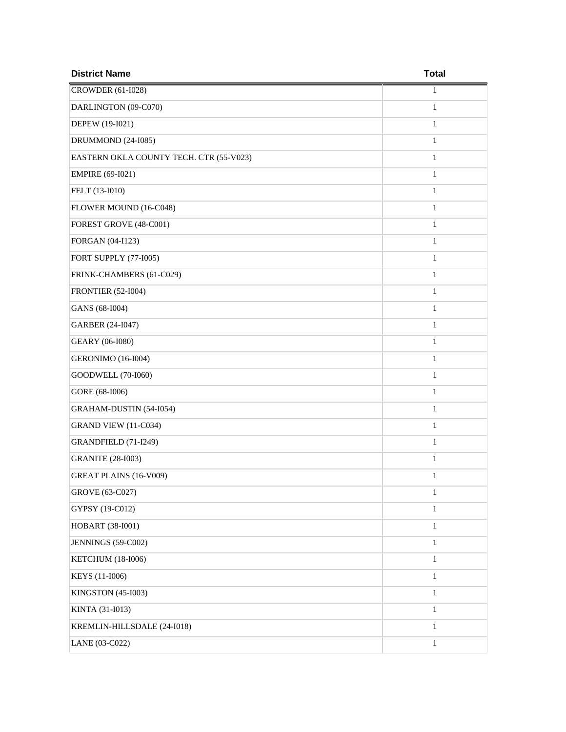| District Name | Total |
| --- | --- |
| CROWDER (61-I028) | 1 |
| DARLINGTON (09-C070) | 1 |
| DEPEW (19-I021) | 1 |
| DRUMMOND (24-I085) | 1 |
| EASTERN OKLA COUNTY TECH. CTR (55-V023) | 1 |
| EMPIRE (69-I021) | 1 |
| FELT (13-I010) | 1 |
| FLOWER MOUND (16-C048) | 1 |
| FOREST GROVE (48-C001) | 1 |
| FORGAN (04-I123) | 1 |
| FORT SUPPLY (77-I005) | 1 |
| FRINK-CHAMBERS (61-C029) | 1 |
| FRONTIER (52-I004) | 1 |
| GANS (68-I004) | 1 |
| GARBER (24-I047) | 1 |
| GEARY (06-I080) | 1 |
| GERONIMO (16-I004) | 1 |
| GOODWELL (70-I060) | 1 |
| GORE (68-I006) | 1 |
| GRAHAM-DUSTIN (54-I054) | 1 |
| GRAND VIEW (11-C034) | 1 |
| GRANDFIELD (71-I249) | 1 |
| GRANITE (28-I003) | 1 |
| GREAT PLAINS (16-V009) | 1 |
| GROVE (63-C027) | 1 |
| GYPSY (19-C012) | 1 |
| HOBART (38-I001) | 1 |
| JENNINGS (59-C002) | 1 |
| KETCHUM (18-I006) | 1 |
| KEYS (11-I006) | 1 |
| KINGSTON (45-I003) | 1 |
| KINTA (31-I013) | 1 |
| KREMLIN-HILLSDALE (24-I018) | 1 |
| LANE (03-C022) | 1 |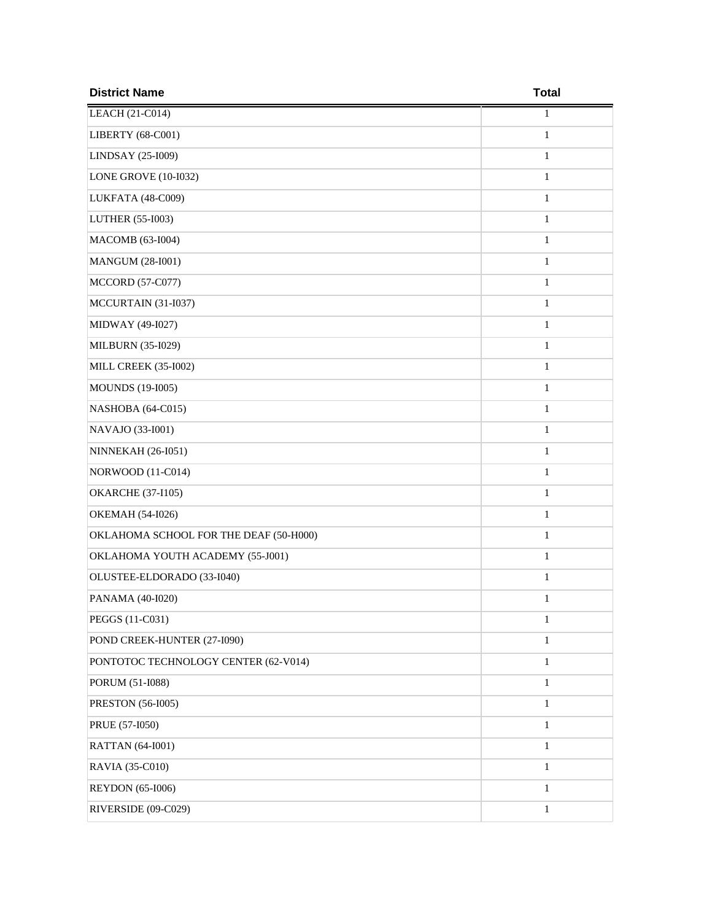| District Name | Total |
|---|---|
| LEACH (21-C014) | 1 |
| LIBERTY (68-C001) | 1 |
| LINDSAY (25-I009) | 1 |
| LONE GROVE (10-I032) | 1 |
| LUKFATA (48-C009) | 1 |
| LUTHER (55-I003) | 1 |
| MACOMB (63-I004) | 1 |
| MANGUM (28-I001) | 1 |
| MCCORD (57-C077) | 1 |
| MCCURTAIN (31-I037) | 1 |
| MIDWAY (49-I027) | 1 |
| MILBURN (35-I029) | 1 |
| MILL CREEK (35-I002) | 1 |
| MOUNDS (19-I005) | 1 |
| NASHOBA (64-C015) | 1 |
| NAVAJO (33-I001) | 1 |
| NINNEKAH (26-I051) | 1 |
| NORWOOD (11-C014) | 1 |
| OKARCHE (37-I105) | 1 |
| OKEMAH (54-I026) | 1 |
| OKLAHOMA SCHOOL FOR THE DEAF (50-H000) | 1 |
| OKLAHOMA YOUTH ACADEMY (55-J001) | 1 |
| OLUSTEE-ELDORADO (33-I040) | 1 |
| PANAMA (40-I020) | 1 |
| PEGGS (11-C031) | 1 |
| POND CREEK-HUNTER (27-I090) | 1 |
| PONTOTOC TECHNOLOGY CENTER (62-V014) | 1 |
| PORUM (51-I088) | 1 |
| PRESTON (56-I005) | 1 |
| PRUE (57-I050) | 1 |
| RATTAN (64-I001) | 1 |
| RAVIA (35-C010) | 1 |
| REYDON (65-I006) | 1 |
| RIVERSIDE (09-C029) | 1 |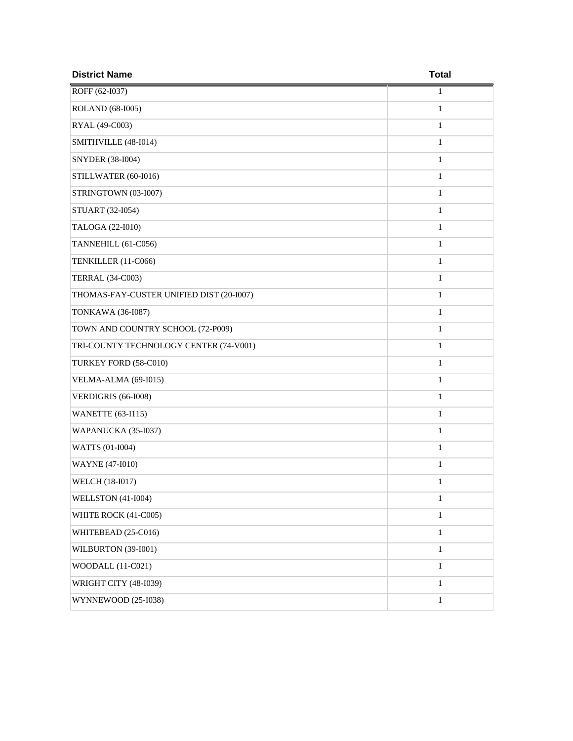| District Name | Total |
|---|---|
| ROFF (62-I037) | 1 |
| ROLAND (68-I005) | 1 |
| RYAL (49-C003) | 1 |
| SMITHVILLE (48-I014) | 1 |
| SNYDER (38-I004) | 1 |
| STILLWATER (60-I016) | 1 |
| STRINGTOWN (03-I007) | 1 |
| STUART (32-I054) | 1 |
| TALOGA (22-I010) | 1 |
| TANNEHILL (61-C056) | 1 |
| TENKILLER (11-C066) | 1 |
| TERRAL (34-C003) | 1 |
| THOMAS-FAY-CUSTER UNIFIED DIST (20-I007) | 1 |
| TONKAWA (36-I087) | 1 |
| TOWN AND COUNTRY SCHOOL (72-P009) | 1 |
| TRI-COUNTY TECHNOLOGY CENTER (74-V001) | 1 |
| TURKEY FORD (58-C010) | 1 |
| VELMA-ALMA (69-I015) | 1 |
| VERDIGRIS (66-I008) | 1 |
| WANETTE (63-I115) | 1 |
| WAPANUCKA (35-I037) | 1 |
| WATTS (01-I004) | 1 |
| WAYNE (47-I010) | 1 |
| WELCH (18-I017) | 1 |
| WELLSTON (41-I004) | 1 |
| WHITE ROCK (41-C005) | 1 |
| WHITEBEAD (25-C016) | 1 |
| WILBURTON (39-I001) | 1 |
| WOODALL (11-C021) | 1 |
| WRIGHT CITY (48-I039) | 1 |
| WYNNEWOOD (25-I038) | 1 |